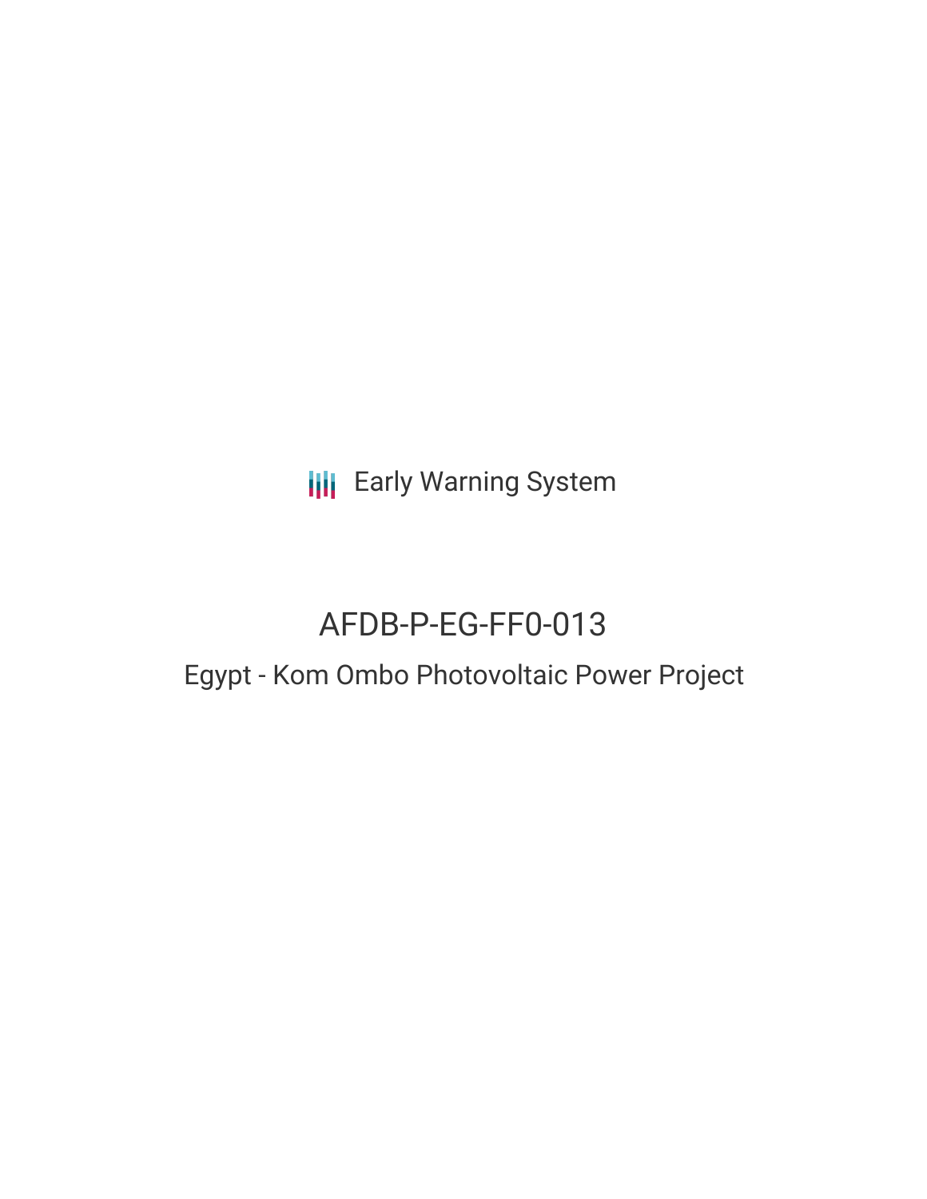Early Warning System

# AFDB-P-EG-FF0-013

## Egypt - Kom Ombo Photovoltaic Power Project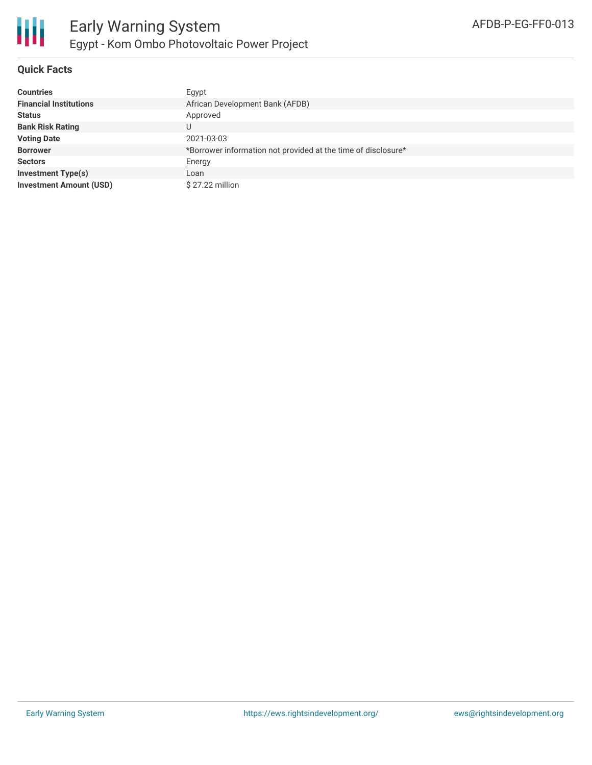# Early Warning System

## Egypt - Kom Ombo Photovoltaic Power Project

AFDB-P-EG-FF0-013

### Quick Facts

| | |
|---|---|
| **Countries** | Egypt |
| **Financial Institutions** | African Development Bank (AFDB) |
| **Status** | Approved |
| **Bank Risk Rating** | U |
| **Voting Date** | 2021-03-03 |
| **Borrower** | *Borrower information not provided at the time of disclosure* |
| **Sectors** | Energy |
| **Investment Type(s)** | Loan |
| **Investment Amount (USD)** | $ 27.22 million |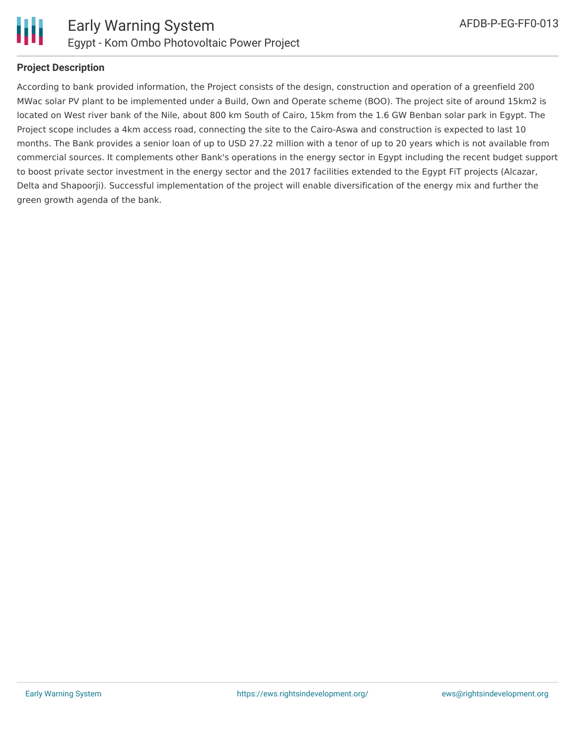## Project Description

According to bank provided information, the Project consists of the design, construction and operation of a greenfield 200 MWac solar PV plant to be implemented under a Build, Own and Operate scheme (BOO). The project site of around 15km2 is located on West river bank of the Nile, about 800 km South of Cairo, 15km from the 1.6 GW Benban solar park in Egypt. The Project scope includes a 4km access road, connecting the site to the Cairo-Aswa and construction is expected to last 10 months. The Bank provides a senior loan of up to USD 27.22 million with a tenor of up to 20 years which is not available from commercial sources. It complements other Bank's operations in the energy sector in Egypt including the recent budget support to boost private sector investment in the energy sector and the 2017 facilities extended to the Egypt FiT projects (Alcazar, Delta and Shapoorji). Successful implementation of the project will enable diversification of the energy mix and further the green growth agenda of the bank.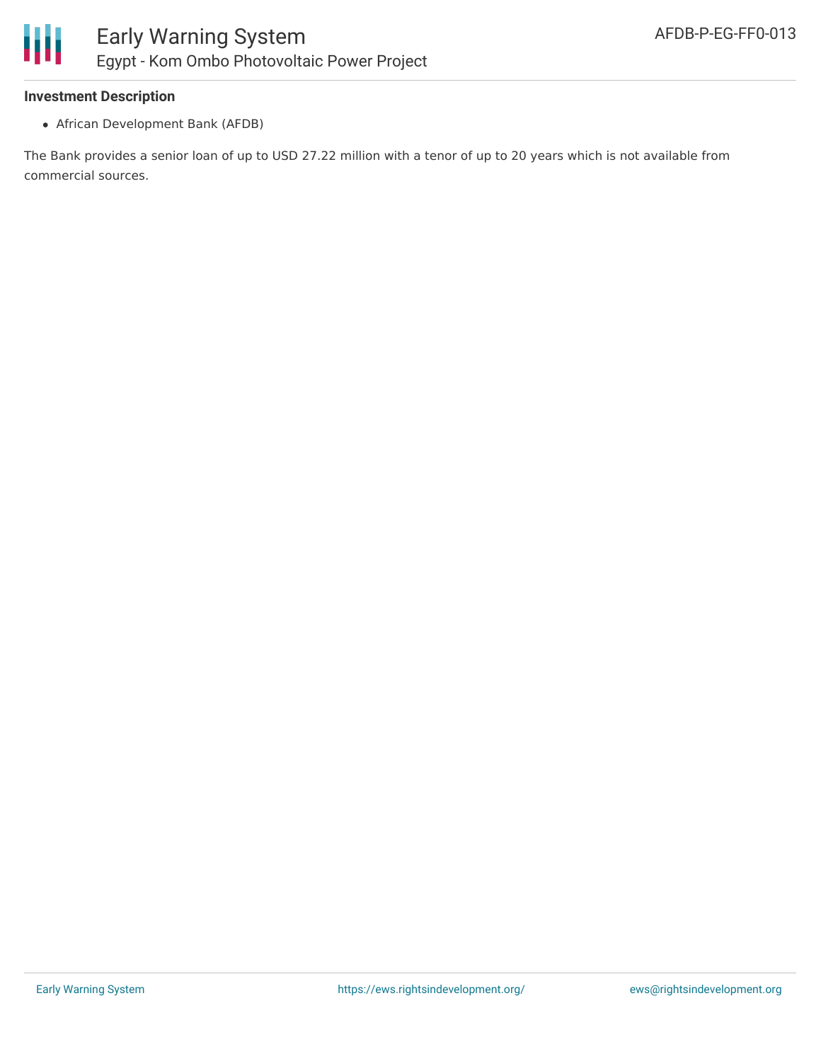**Investment Description**

- African Development Bank (AFDB)

The Bank provides a senior loan of up to USD 27.22 million with a tenor of up to 20 years which is not available from commercial sources.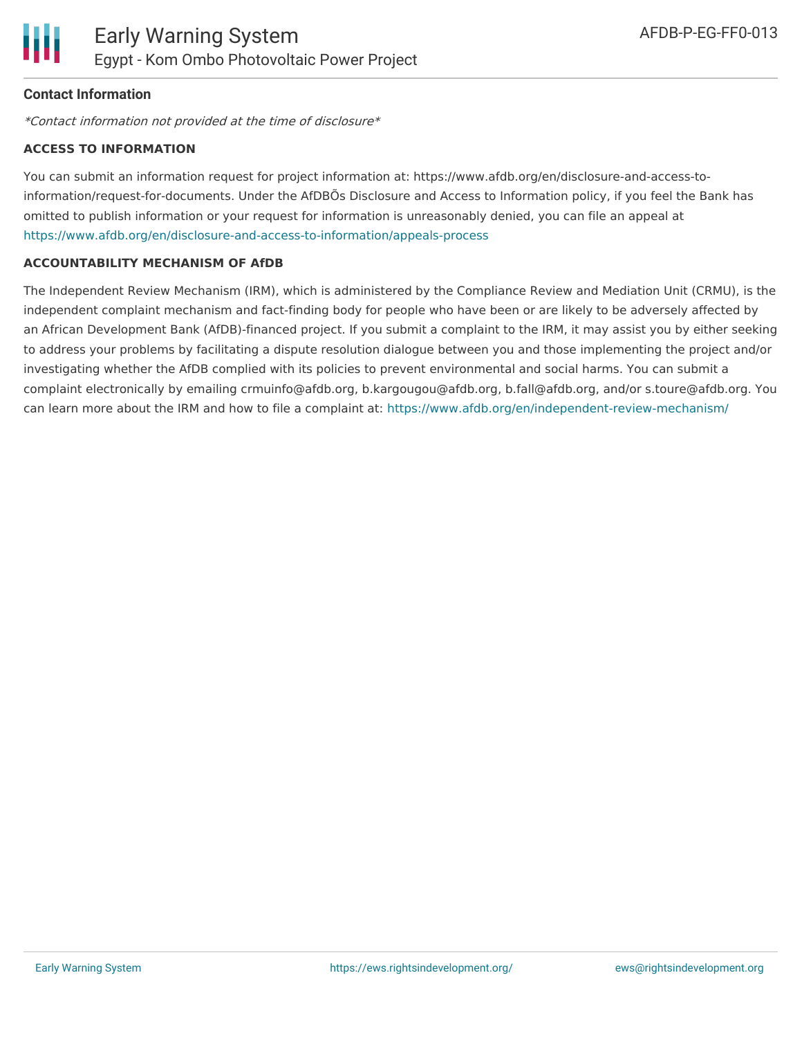**Contact Information**

*Contact information not provided at the time of disclosure*

**ACCESS TO INFORMATION**

You can submit an information request for project information at: https://www.afdb.org/en/disclosure-and-access-to-information/request-for-documents. Under the AfDBÕs Disclosure and Access to Information policy, if you feel the Bank has omitted to publish information or your request for information is unreasonably denied, you can file an appeal at https://www.afdb.org/en/disclosure-and-access-to-information/appeals-process

**ACCOUNTABILITY MECHANISM OF AfDB**

The Independent Review Mechanism (IRM), which is administered by the Compliance Review and Mediation Unit (CRMU), is the independent complaint mechanism and fact-finding body for people who have been or are likely to be adversely affected by an African Development Bank (AfDB)-financed project. If you submit a complaint to the IRM, it may assist you by either seeking to address your problems by facilitating a dispute resolution dialogue between you and those implementing the project and/or investigating whether the AfDB complied with its policies to prevent environmental and social harms. You can submit a complaint electronically by emailing crmuinfo@afdb.org, b.kargougou@afdb.org, b.fall@afdb.org, and/or s.toure@afdb.org. You can learn more about the IRM and how to file a complaint at: https://www.afdb.org/en/independent-review-mechanism/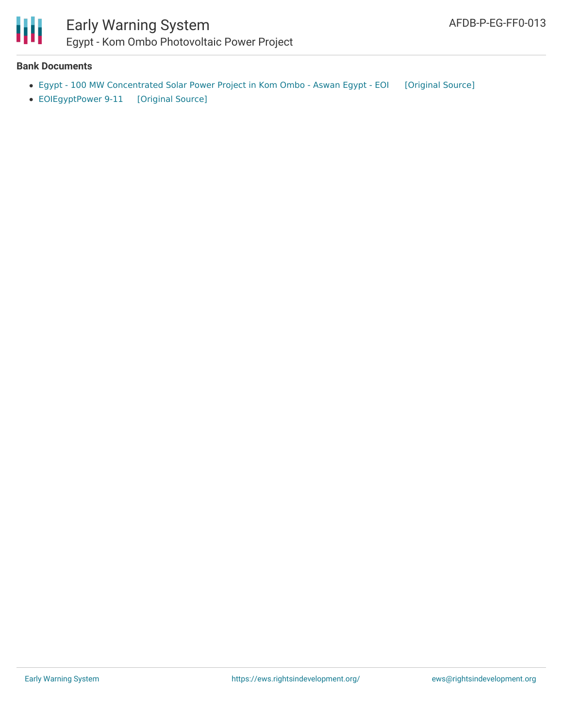**Bank Documents**

- Egypt - 100 MW Concentrated Solar Power Project in Kom Ombo - Aswan Egypt - EOI [Original Source]
- EOIEgyptPower 9-11 [Original Source]